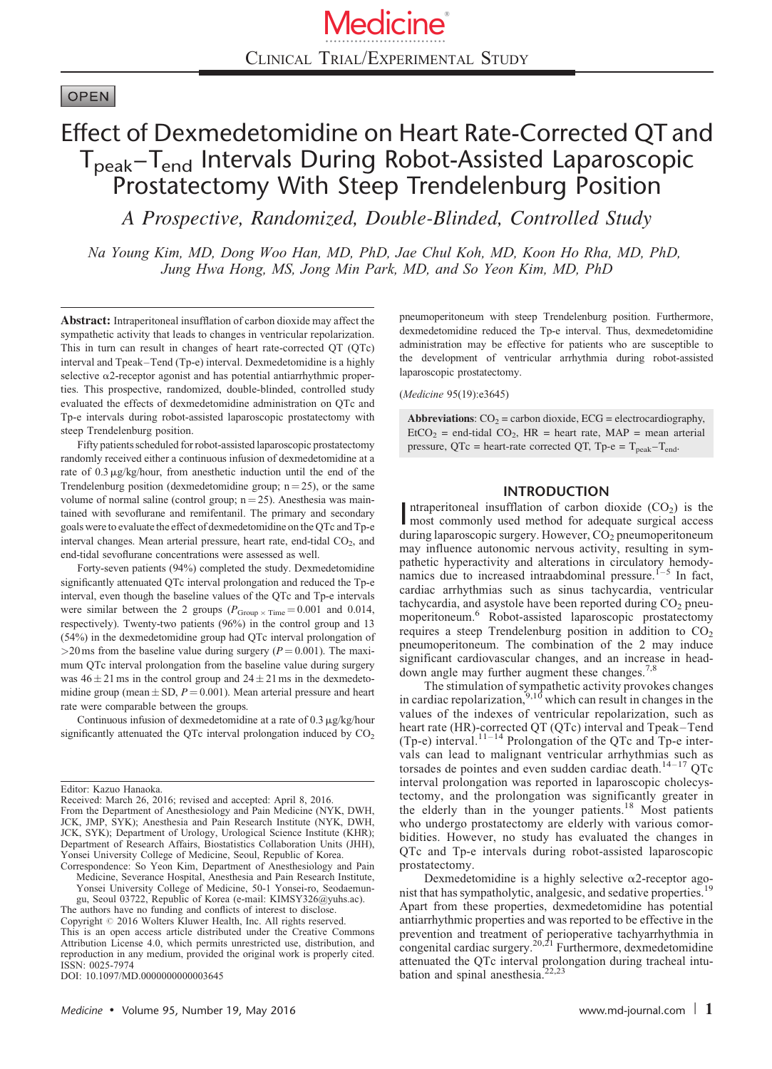Clinical Trial/Experimental Study

OPEN

# Effect of Dexmedetomidine on Heart Rate-Corrected QT and $T_{peak}$–$T_{end}$ Intervals During Robot-Assisted Laparoscopic Prostatectomy With Steep Trendelenburg Position

## *A Prospective, Randomized, Double-Blinded, Controlled Study*

*Na Young Kim, MD, Dong Woo Han, MD, PhD, Jae Chul Koh, MD, Koon Ho Rha, MD, PhD, Jung Hwa Hong, MS, Jong Min Park, MD, and So Yeon Kim, MD, PhD*

**Abstract:** Intraperitoneal insufflation of carbon dioxide may affect the sympathetic activity that leads to changes in ventricular repolarization. This in turn can result in changes of heart rate-corrected QT (QTc) interval and Tpeak–Tend (Tp-e) interval. Dexmedetomidine is a highly selective α2-receptor agonist and has potential antiarrhythmic properties. This prospective, randomized, double-blinded, controlled study evaluated the effects of dexmedetomidine administration on QTc and Tp-e intervals during robot-assisted laparoscopic prostatectomy with steep Trendelenburg position.

Fifty patients scheduled for robot-assisted laparoscopic prostatectomy randomly received either a continuous infusion of dexmedetomidine at a rate of 0.3 μg/kg/hour, from anesthetic induction until the end of the Trendelenburg position (dexmedetomidine group; n = 25), or the same volume of normal saline (control group; n = 25). Anesthesia was maintained with sevoflurane and remifentanil. The primary and secondary goals were to evaluate the effect of dexmedetomidine on the QTc and Tp-e interval changes. Mean arterial pressure, heart rate, end-tidal $CO_2$, and end-tidal sevoflurane concentrations were assessed as well.

Forty-seven patients (94%) completed the study. Dexmedetomidine significantly attenuated QTc interval prolongation and reduced the Tp-e interval, even though the baseline values of the QTc and Tp-e intervals were similar between the 2 groups ($P_{Group \times Time} = 0.001$ and 0.014, respectively). Twenty-two patients (96%) in the control group and 13 (54%) in the dexmedetomidine group had QTc interval prolongation of >20 ms from the baseline value during surgery ($P = 0.001$). The maximum QTc interval prolongation from the baseline value during surgery was 46 ± 21 ms in the control group and 24 ± 21 ms in the dexmedetomidine group (mean ± SD, $P = 0.001$). Mean arterial pressure and heart rate were comparable between the groups.

Continuous infusion of dexmedetomidine at a rate of 0.3 μg/kg/hour significantly attenuated the QTc interval prolongation induced by $CO_2$ pneumoperitoneum with steep Trendelenburg position. Furthermore, dexmedetomidine reduced the Tp-e interval. Thus, dexmedetomidine administration may be effective for patients who are susceptible to the development of ventricular arrhythmia during robot-assisted laparoscopic prostatectomy.

(*Medicine* 95(19):e3645)

**Abbreviations**: $CO_2$ = carbon dioxide, ECG = electrocardiography, $EtCO_2$ = end-tidal $CO_2$, HR = heart rate, MAP = mean arterial pressure, QTc = heart-rate corrected QT, Tp-e = $T_{peak}$–$T_{end}$.

Editor: Kazuo Hanaoka.
Received: March 26, 2016; revised and accepted: April 8, 2016.
From the Department of Anesthesiology and Pain Medicine (NYK, DWH, JCK, JMP, SYK); Anesthesia and Pain Research Institute (NYK, DWH, JCK, SYK); Department of Urology, Urological Science Institute (KHR); Department of Research Affairs, Biostatistics Collaboration Units (JHH), Yonsei University College of Medicine, Seoul, Republic of Korea.
Correspondence: So Yeon Kim, Department of Anesthesiology and Pain Medicine, Severance Hospital, Anesthesia and Pain Research Institute, Yonsei University College of Medicine, 50-1 Yonsei-ro, Seodaemun-gu, Seoul 03722, Republic of Korea (e-mail: KIMSY326@yuhs.ac).
The authors have no funding and conflicts of interest to disclose.
Copyright © 2016 Wolters Kluwer Health, Inc. All rights reserved.
This is an open access article distributed under the Creative Commons Attribution License 4.0, which permits unrestricted use, distribution, and reproduction in any medium, provided the original work is properly cited.
ISSN: 0025-7974
DOI: 10.1097/MD.0000000000003645

## INTRODUCTION

Intraperitoneal insufflation of carbon dioxide ($CO_2$) is the most commonly used method for adequate surgical access during laparoscopic surgery. However, $CO_2$ pneumoperitoneum may influence autonomic nervous activity, resulting in sympathetic hyperactivity and alterations in circulatory hemodynamics due to increased intraabdominal pressure.[1–5] In fact, cardiac arrhythmias such as sinus tachycardia, ventricular tachycardia, and asystole have been reported during $CO_2$ pneumoperitoneum.[6] Robot-assisted laparoscopic prostatectomy requires a steep Trendelenburg position in addition to $CO_2$ pneumoperitoneum. The combination of the 2 may induce significant cardiovascular changes, and an increase in head-down angle may further augment these changes.[7,8]

The stimulation of sympathetic activity provokes changes in cardiac repolarization,[9,10] which can result in changes in the values of the indexes of ventricular repolarization, such as heart rate (HR)-corrected QT (QTc) interval and Tpeak–Tend (Tp-e) interval.[11–14] Prolongation of the QTc and Tp-e intervals can lead to malignant ventricular arrhythmias such as torsades de pointes and even sudden cardiac death.[14–17] QTc interval prolongation was reported in laparoscopic cholecystectomy, and the prolongation was significantly greater in the elderly than in the younger patients.[18] Most patients who undergo prostatectomy are elderly with various comorbidities. However, no study has evaluated the changes in QTc and Tp-e intervals during robot-assisted laparoscopic prostatectomy.

Dexmedetomidine is a highly selective α2-receptor agonist that has sympatholytic, analgesic, and sedative properties.[19] Apart from these properties, dexmedetomidine has potential antiarrhythmic properties and was reported to be effective in the prevention and treatment of perioperative tachyarrhythmia in congenital cardiac surgery.[20,21] Furthermore, dexmedetomidine attenuated the QTc interval prolongation during tracheal intubation and spinal anesthesia.[22,23]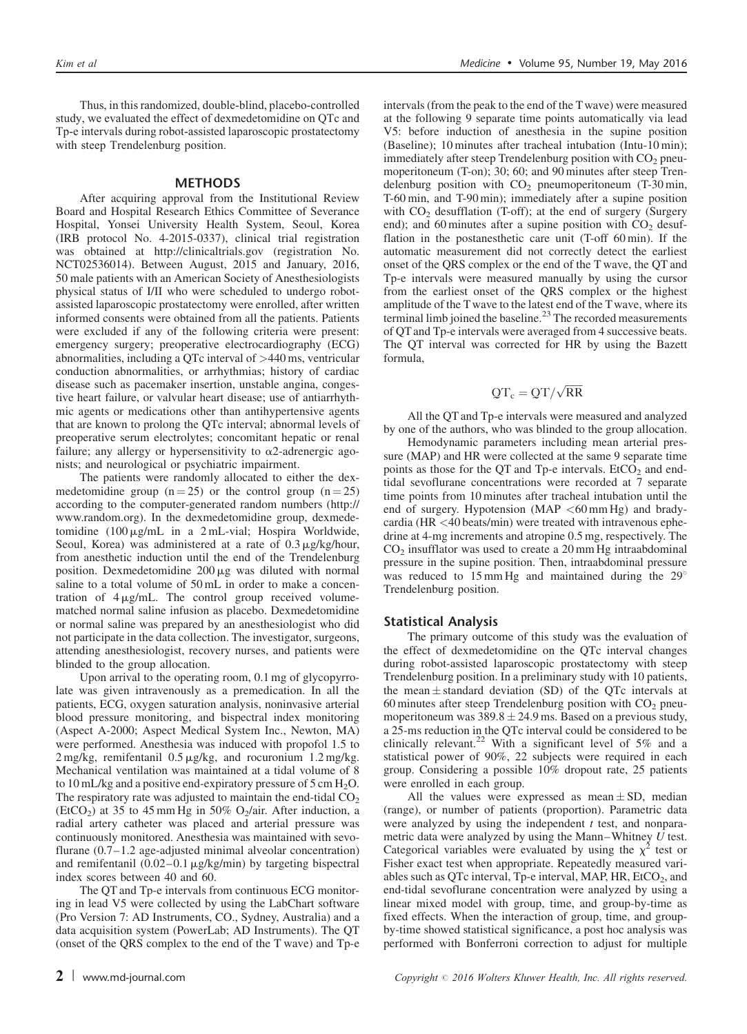Thus, in this randomized, double-blind, placebo-controlled study, we evaluated the effect of dexmedetomidine on QTc and Tp-e intervals during robot-assisted laparoscopic prostatectomy with steep Trendelenburg position.

## METHODS

After acquiring approval from the Institutional Review Board and Hospital Research Ethics Committee of Severance Hospital, Yonsei University Health System, Seoul, Korea (IRB protocol No. 4-2015-0337), clinical trial registration was obtained at http://clinicaltrials.gov (registration No. NCT02536014). Between August, 2015 and January, 2016, 50 male patients with an American Society of Anesthesiologists physical status of I/II who were scheduled to undergo robot-assisted laparoscopic prostatectomy were enrolled, after written informed consents were obtained from all the patients. Patients were excluded if any of the following criteria were present: emergency surgery; preoperative electrocardiography (ECG) abnormalities, including a QTc interval of >440 ms, ventricular conduction abnormalities, or arrhythmias; history of cardiac disease such as pacemaker insertion, unstable angina, congestive heart failure, or valvular heart disease; use of antiarrhythmic agents or medications other than antihypertensive agents that are known to prolong the QTc interval; abnormal levels of preoperative serum electrolytes; concomitant hepatic or renal failure; any allergy or hypersensitivity to α2-adrenergic agonists; and neurological or psychiatric impairment.

The patients were randomly allocated to either the dexmedetomidine group (n = 25) or the control group (n = 25) according to the computer-generated random numbers (http://www.random.org). In the dexmedetomidine group, dexmedetomidine (100 μg/mL in a 2 mL-vial; Hospira Worldwide, Seoul, Korea) was administered at a rate of 0.3 μg/kg/hour, from anesthetic induction until the end of the Trendelenburg position. Dexmedetomidine 200 μg was diluted with normal saline to a total volume of 50 mL in order to make a concentration of 4 μg/mL. The control group received volume-matched normal saline infusion as placebo. Dexmedetomidine or normal saline was prepared by an anesthesiologist who did not participate in the data collection. The investigator, surgeons, attending anesthesiologist, recovery nurses, and patients were blinded to the group allocation.

Upon arrival to the operating room, 0.1 mg of glycopyrrolate was given intravenously as a premedication. In all the patients, ECG, oxygen saturation analysis, noninvasive arterial blood pressure monitoring, and bispectral index monitoring (Aspect A-2000; Aspect Medical System Inc., Newton, MA) were performed. Anesthesia was induced with propofol 1.5 to 2 mg/kg, remifentanil 0.5 μg/kg, and rocuronium 1.2 mg/kg. Mechanical ventilation was maintained at a tidal volume of 8 to 10 mL/kg and a positive end-expiratory pressure of 5 cm $H_2O$. The respiratory rate was adjusted to maintain the end-tidal $CO_2$ ($EtCO_2$) at 35 to 45 mm Hg in 50% $O_2$/air. After induction, a radial artery catheter was placed and arterial pressure was continuously monitored. Anesthesia was maintained with sevoflurane (0.7–1.2 age-adjusted minimal alveolar concentration) and remifentanil (0.02–0.1 μg/kg/min) by targeting bispectral index scores between 40 and 60.

The QT and Tp-e intervals from continuous ECG monitoring in lead V5 were collected by using the LabChart software (Pro Version 7: AD Instruments, CO., Sydney, Australia) and a data acquisition system (PowerLab; AD Instruments). The QT (onset of the QRS complex to the end of the T wave) and Tp-e intervals (from the peak to the end of the T wave) were measured at the following 9 separate time points automatically via lead V5: before induction of anesthesia in the supine position (Baseline); 10 minutes after tracheal intubation (Intu-10 min); immediately after steep Trendelenburg position with $CO_2$ pneumoperitoneum (T-on); 30; 60; and 90 minutes after steep Trendelenburg position with $CO_2$ pneumoperitoneum (T-30 min, T-60 min, and T-90 min); immediately after a supine position with $CO_2$ desufflation (T-off); at the end of surgery (Surgery end); and 60 minutes after a supine position with $CO_2$ desufflation in the postanesthetic care unit (T-off 60 min). If the automatic measurement did not correctly detect the earliest onset of the QRS complex or the end of the T wave, the QT and Tp-e intervals were measured manually by using the cursor from the earliest onset of the QRS complex or the highest amplitude of the T wave to the latest end of the T wave, where its terminal limb joined the baseline.[23] The recorded measurements of QT and Tp-e intervals were averaged from 4 successive beats. The QT interval was corrected for HR by using the Bazett formula,

$$QT_c = QT/\sqrt{RR}$$

All the QT and Tp-e intervals were measured and analyzed by one of the authors, who was blinded to the group allocation.

Hemodynamic parameters including mean arterial pressure (MAP) and HR were collected at the same 9 separate time points as those for the QT and Tp-e intervals. $EtCO_2$ and end-tidal sevoflurane concentrations were recorded at 7 separate time points from 10 minutes after tracheal intubation until the end of surgery. Hypotension (MAP <60 mm Hg) and bradycardia (HR <40 beats/min) were treated with intravenous ephedrine at 4-mg increments and atropine 0.5 mg, respectively. The $CO_2$ insufflator was used to create a 20 mm Hg intraabdominal pressure in the supine position. Then, intraabdominal pressure was reduced to 15 mm Hg and maintained during the 29° Trendelenburg position.

### Statistical Analysis

The primary outcome of this study was the evaluation of the effect of dexmedetomidine on the QTc interval changes during robot-assisted laparoscopic prostatectomy with steep Trendelenburg position. In a preliminary study with 10 patients, the mean ± standard deviation (SD) of the QTc intervals at 60 minutes after steep Trendelenburg position with $CO_2$ pneumoperitoneum was 389.8 ± 24.9 ms. Based on a previous study, a 25-ms reduction in the QTc interval could be considered to be clinically relevant.[22] With a significant level of 5% and a statistical power of 90%, 22 subjects were required in each group. Considering a possible 10% dropout rate, 25 patients were enrolled in each group.

All the values were expressed as mean ± SD, median (range), or number of patients (proportion). Parametric data were analyzed by using the independent *t* test, and nonparametric data were analyzed by using the Mann–Whitney *U* test. Categorical variables were evaluated by using the $\chi^2$ test or Fisher exact test when appropriate. Repeatedly measured variables such as QTc interval, Tp-e interval, MAP, HR, $EtCO_2$, and end-tidal sevoflurane concentration were analyzed by using a linear mixed model with group, time, and group-by-time as fixed effects. When the interaction of group, time, and group-by-time showed statistical significance, a post hoc analysis was performed with Bonferroni correction to adjust for multiple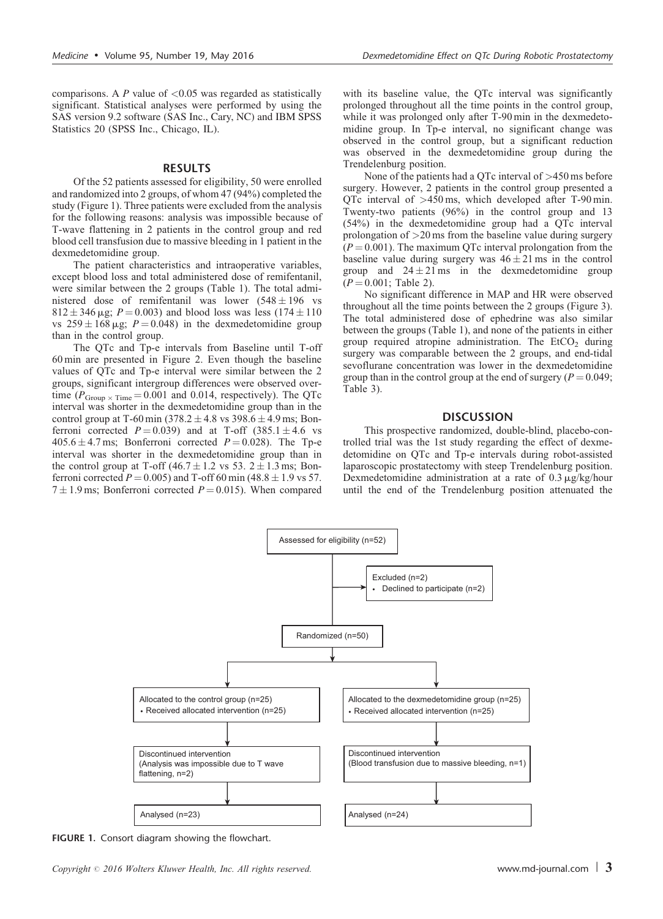comparisons. A $P$ value of <0.05 was regarded as statistically significant. Statistical analyses were performed by using the SAS version 9.2 software (SAS Inc., Cary, NC) and IBM SPSS Statistics 20 (SPSS Inc., Chicago, IL).

## RESULTS

Of the 52 patients assessed for eligibility, 50 were enrolled and randomized into 2 groups, of whom 47 (94%) completed the study (Figure 1). Three patients were excluded from the analysis for the following reasons: analysis was impossible because of T-wave flattening in 2 patients in the control group and red blood cell transfusion due to massive bleeding in 1 patient in the dexmedetomidine group.

The patient characteristics and intraoperative variables, except blood loss and total administered dose of remifentanil, were similar between the 2 groups (Table 1). The total administered dose of remifentanil was lower ($548 \pm 196$ vs $812 \pm 346\,\mu g$; $P = 0.003$) and blood loss was less ($174 \pm 110$ vs $259 \pm 168\,\mu g$; $P = 0.048$) in the dexmedetomidine group than in the control group.

The QTc and Tp-e intervals from Baseline until T-off 60 min are presented in Figure 2. Even though the baseline values of QTc and Tp-e interval were similar between the 2 groups, significant intergroup differences were observed overtime ($P_{Group \times Time} = 0.001$ and 0.014, respectively). The QTc interval was shorter in the dexmedetomidine group than in the control group at T-60 min ($378.2 \pm 4.8$ vs $398.6 \pm 4.9$ ms; Bonferroni corrected $P = 0.039$) and at T-off ($385.1 \pm 4.6$ vs $405.6 \pm 4.7$ ms; Bonferroni corrected $P = 0.028$). The Tp-e interval was shorter in the dexmedetomidine group than in the control group at T-off ($46.7 \pm 1.2$ vs $53.2 \pm 1.3$ ms; Bonferroni corrected $P = 0.005$) and T-off 60 min ($48.8 \pm 1.9$ vs $57.7 \pm 1.9$ ms; Bonferroni corrected $P = 0.015$). When compared with its baseline value, the QTc interval was significantly prolonged throughout all the time points in the control group, while it was prolonged only after T-90 min in the dexmedetomidine group. In Tp-e interval, no significant change was observed in the control group, but a significant reduction was observed in the dexmedetomidine group during the Trendelenburg position.

None of the patients had a QTc interval of >450 ms before surgery. However, 2 patients in the control group presented a QTc interval of >450 ms, which developed after T-90 min. Twenty-two patients (96%) in the control group and 13 (54%) in the dexmedetomidine group had a QTc interval prolongation of >20 ms from the baseline value during surgery ($P = 0.001$). The maximum QTc interval prolongation from the baseline value during surgery was $46 \pm 21$ ms in the control group and $24 \pm 21$ ms in the dexmedetomidine group ($P = 0.001$; Table 2).

No significant difference in MAP and HR were observed throughout all the time points between the 2 groups (Figure 3). The total administered dose of ephedrine was also similar between the groups (Table 1), and none of the patients in either group required atropine administration. The $EtCO_2$ during surgery was comparable between the 2 groups, and end-tidal sevoflurane concentration was lower in the dexmedetomidine group than in the control group at the end of surgery ($P = 0.049$; Table 3).

## DISCUSSION

This prospective randomized, double-blind, placebo-controlled trial was the 1st study regarding the effect of dexmedetomidine on QTc and Tp-e intervals during robot-assisted laparoscopic prostatectomy with steep Trendelenburg position. Dexmedetomidine administration at a rate of $0.3\,\mu g/kg/hour$ until the end of the Trendelenburg position attenuated the

Assessed for eligibility (n=52)

Excluded (n=2)
- Declined to participate (n=2)

Randomized (n=50)

| Control group | Dexmedetomidine group |
| --- | --- |
| Allocated to the control group (n=25) • Received allocated intervention (n=25) | Allocated to the dexmedetomidine group (n=25) • Received allocated intervention (n=25) |
| Discontinued intervention (Analysis was impossible due to T wave flattening, n=2) | Discontinued intervention (Blood transfusion due to massive bleeding, n=1) |
| Analysed (n=23) | Analysed (n=24) |

**FIGURE 1.** Consort diagram showing the flowchart.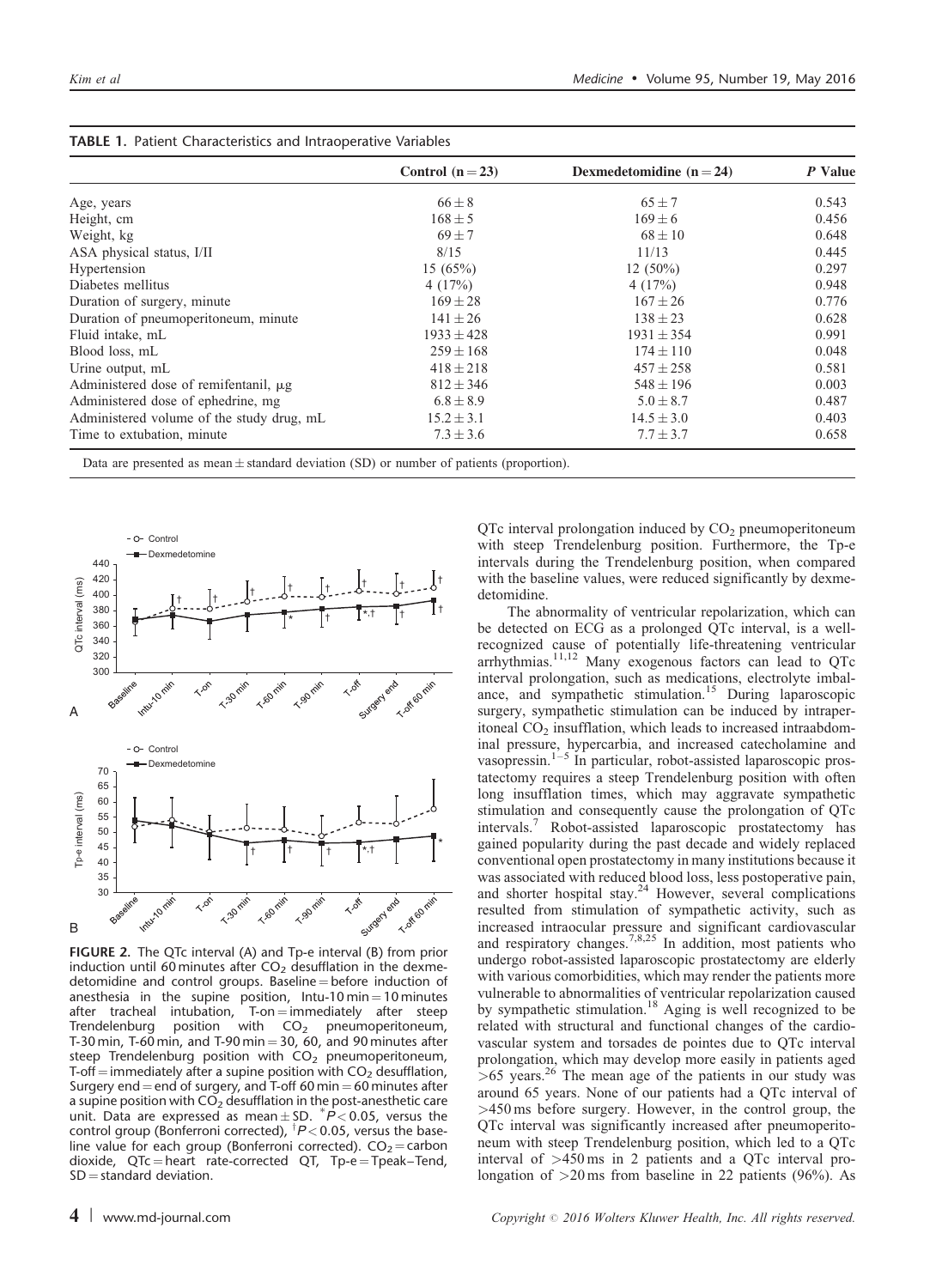**TABLE 1.** Patient Characteristics and Intraoperative Variables

| | Control (n = 23) | Dexmedetomidine (n = 24) | *P* Value |
|---|---|---|---|
| Age, years | 66 ± 8 | 65 ± 7 | 0.543 |
| Height, cm | 168 ± 5 | 169 ± 6 | 0.456 |
| Weight, kg | 69 ± 7 | 68 ± 10 | 0.648 |
| ASA physical status, I/II | 8/15 | 11/13 | 0.445 |
| Hypertension | 15 (65%) | 12 (50%) | 0.297 |
| Diabetes mellitus | 4 (17%) | 4 (17%) | 0.948 |
| Duration of surgery, minute | 169 ± 28 | 167 ± 26 | 0.776 |
| Duration of pneumoperitoneum, minute | 141 ± 26 | 138 ± 23 | 0.628 |
| Fluid intake, mL | 1933 ± 428 | 1931 ± 354 | 0.991 |
| Blood loss, mL | 259 ± 168 | 174 ± 110 | 0.048 |
| Urine output, mL | 418 ± 218 | 457 ± 258 | 0.581 |
| Administered dose of remifentanil, μg | 812 ± 346 | 548 ± 196 | 0.003 |
| Administered dose of ephedrine, mg | 6.8 ± 8.9 | 5.0 ± 8.7 | 0.487 |
| Administered volume of the study drug, mL | 15.2 ± 3.1 | 14.5 ± 3.0 | 0.403 |
| Time to extubation, minute | 7.3 ± 3.6 | 7.7 ± 3.7 | 0.658 |

Data are presented as mean ± standard deviation (SD) or number of patients (proportion).

**FIGURE 2.** The QTc interval (A) and Tp-e interval (B) from prior induction until 60 minutes after $CO_2$ desufflation in the dexmedetomidine and control groups. Baseline = before induction of anesthesia in the supine position, Intu-10 min = 10 minutes after tracheal intubation, T-on = immediately after steep Trendelenburg position with $CO_2$ pneumoperitoneum, T-30 min, T-60 min, and T-90 min = 30, 60, and 90 minutes after steep Trendelenburg position with $CO_2$ pneumoperitoneum, T-off = immediately after a supine position with $CO_2$ desufflation, Surgery end = end of surgery, and T-off 60 min = 60 minutes after a supine position with $CO_2$ desufflation in the post-anesthetic care unit. Data are expressed as mean ± SD. \*$P < 0.05$, versus the control group (Bonferroni corrected), †$P < 0.05$, versus the baseline value for each group (Bonferroni corrected). $CO_2$ = carbon dioxide, QTc = heart rate-corrected QT, Tp-e = Tpeak–Tend, SD = standard deviation.

QTc interval prolongation induced by $CO_2$ pneumoperitoneum with steep Trendelenburg position. Furthermore, the Tp-e intervals during the Trendelenburg position, when compared with the baseline values, were reduced significantly by dexmedetomidine.

The abnormality of ventricular repolarization, which can be detected on ECG as a prolonged QTc interval, is a well-recognized cause of potentially life-threatening ventricular arrhythmias.[11,12] Many exogenous factors can lead to QTc interval prolongation, such as medications, electrolyte imbalance, and sympathetic stimulation.[15] During laparoscopic surgery, sympathetic stimulation can be induced by intraperitoneal $CO_2$ insufflation, which leads to increased intraabdominal pressure, hypercarbia, and increased catecholamine and vasopressin.[1–5] In particular, robot-assisted laparoscopic prostatectomy requires a steep Trendelenburg position with often long insufflation times, which may aggravate sympathetic stimulation and consequently cause the prolongation of QTc intervals.[7] Robot-assisted laparoscopic prostatectomy has gained popularity during the past decade and widely replaced conventional open prostatectomy in many institutions because it was associated with reduced blood loss, less postoperative pain, and shorter hospital stay.[24] However, several complications resulted from stimulation of sympathetic activity, such as increased intraocular pressure and significant cardiovascular and respiratory changes.[7,8,25] In addition, most patients who undergo robot-assisted laparoscopic prostatectomy are elderly with various comorbidities, which may render the patients more vulnerable to abnormalities of ventricular repolarization caused by sympathetic stimulation.[18] Aging is well recognized to be related with structural and functional changes of the cardiovascular system and torsades de pointes due to QTc interval prolongation, which may develop more easily in patients aged >65 years.[26] The mean age of the patients in our study was around 65 years. None of our patients had a QTc interval of >450 ms before surgery. However, in the control group, the QTc interval was significantly increased after pneumoperitoneum with steep Trendelenburg position, which led to a QTc interval of >450 ms in 2 patients and a QTc interval prolongation of >20 ms from baseline in 22 patients (96%). As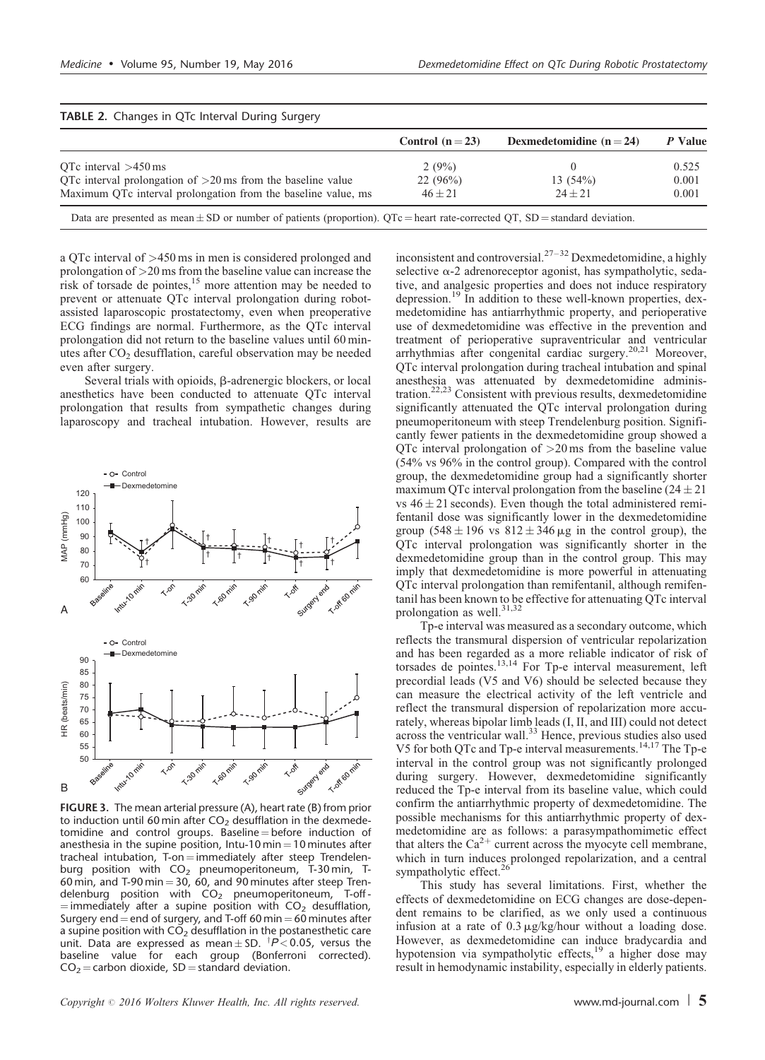**TABLE 2.** Changes in QTc Interval During Surgery

| | Control (n = 23) | Dexmedetomidine (n = 24) | *P* Value |
|---|---|---|---|
| QTc interval >450 ms | 2 (9%) | 0 | 0.525 |
| QTc interval prolongation of >20 ms from the baseline value | 22 (96%) | 13 (54%) | 0.001 |
| Maximum QTc interval prolongation from the baseline value, ms | 46 ± 21 | 24 ± 21 | 0.001 |

Data are presented as mean ± SD or number of patients (proportion). QTc = heart rate-corrected QT, SD = standard deviation.

a QTc interval of >450 ms in men is considered prolonged and prolongation of >20 ms from the baseline value can increase the risk of torsade de pointes,[15] more attention may be needed to prevent or attenuate QTc interval prolongation during robot-assisted laparoscopic prostatectomy, even when preoperative ECG findings are normal. Furthermore, as the QTc interval prolongation did not return to the baseline values until 60 minutes after $CO_2$ desufflation, careful observation may be needed even after surgery.

Several trials with opioids, β-adrenergic blockers, or local anesthetics have been conducted to attenuate QTc interval prolongation that results from sympathetic changes during laparoscopy and tracheal intubation. However, results are inconsistent and controversial.[27–32] Dexmedetomidine, a highly selective α-2 adrenoreceptor agonist, has sympatholytic, sedative, and analgesic properties and does not induce respiratory depression.[19] In addition to these well-known properties, dexmedetomidine has antiarrhythmic property, and perioperative use of dexmedetomidine was effective in the prevention and treatment of perioperative supraventricular and ventricular arrhythmias after congenital cardiac surgery.[20,21] Moreover, QTc interval prolongation during tracheal intubation and spinal anesthesia was attenuated by dexmedetomidine administration.[22,23] Consistent with previous results, dexmedetomidine significantly attenuated the QTc interval prolongation during pneumoperitoneum with steep Trendelenburg position. Significantly fewer patients in the dexmedetomidine group showed a QTc interval prolongation of >20 ms from the baseline value (54% vs 96% in the control group). Compared with the control group, the dexmedetomidine group had a significantly shorter maximum QTc interval prolongation from the baseline (24 ± 21 vs 46 ± 21 seconds). Even though the total administered remifentanil dose was significantly lower in the dexmedetomidine group (548 ± 196 vs 812 ± 346 μg in the control group), the QTc interval prolongation was significantly shorter in the dexmedetomidine group than in the control group. This may imply that dexmedetomidine is more powerful in attenuating QTc interval prolongation than remifentanil, although remifentanil has been known to be effective for attenuating QTc interval prolongation as well.[31,32]

Tp-e interval was measured as a secondary outcome, which reflects the transmural dispersion of ventricular repolarization and has been regarded as a more reliable indicator of risk of torsades de pointes.[13,14] For Tp-e interval measurement, left precordial leads (V5 and V6) should be selected because they can measure the electrical activity of the left ventricle and reflect the transmural dispersion of repolarization more accurately, whereas bipolar limb leads (I, II, and III) could not detect across the ventricular wall.[33] Hence, previous studies also used V5 for both QTc and Tp-e interval measurements.[14,17] The Tp-e interval in the control group was not significantly prolonged during surgery. However, dexmedetomidine significantly reduced the Tp-e interval from its baseline value, which could confirm the antiarrhythmic property of dexmedetomidine. The possible mechanisms for this antiarrhythmic property of dexmedetomidine are as follows: a parasympathomimetic effect that alters the $Ca^{2+}$ current across the myocyte cell membrane, which in turn induces prolonged repolarization, and a central sympatholytic effect.[26]

This study has several limitations. First, whether the effects of dexmedetomidine on ECG changes are dose-dependent remains to be clarified, as we only used a continuous infusion at a rate of 0.3 μg/kg/hour without a loading dose. However, as dexmedetomidine can induce bradycardia and hypotension via sympatholytic effects,[19] a higher dose may result in hemodynamic instability, especially in elderly patients.

**FIGURE 3.** The mean arterial pressure (A), heart rate (B) from prior to induction until 60 min after $CO_2$ desufflation in the dexmedetomidine and control groups. Baseline = before induction of anesthesia in the supine position, Intu-10 min = 10 minutes after tracheal intubation, T-on = immediately after steep Trendelenburg position with $CO_2$ pneumoperitoneum, T-30 min, T-60 min, and T-90 min = 30, 60, and 90 minutes after steep Trendelenburg position with $CO_2$ pneumoperitoneum, T-off = immediately after a supine position with $CO_2$ desufflation, Surgery end = end of surgery, and T-off 60 min = 60 minutes after a supine position with $CO_2$ desufflation in the postanesthetic care unit. Data are expressed as mean ± SD. †$P < 0.05$, versus the baseline value for each group (Bonferroni corrected). $CO_2$ = carbon dioxide, SD = standard deviation.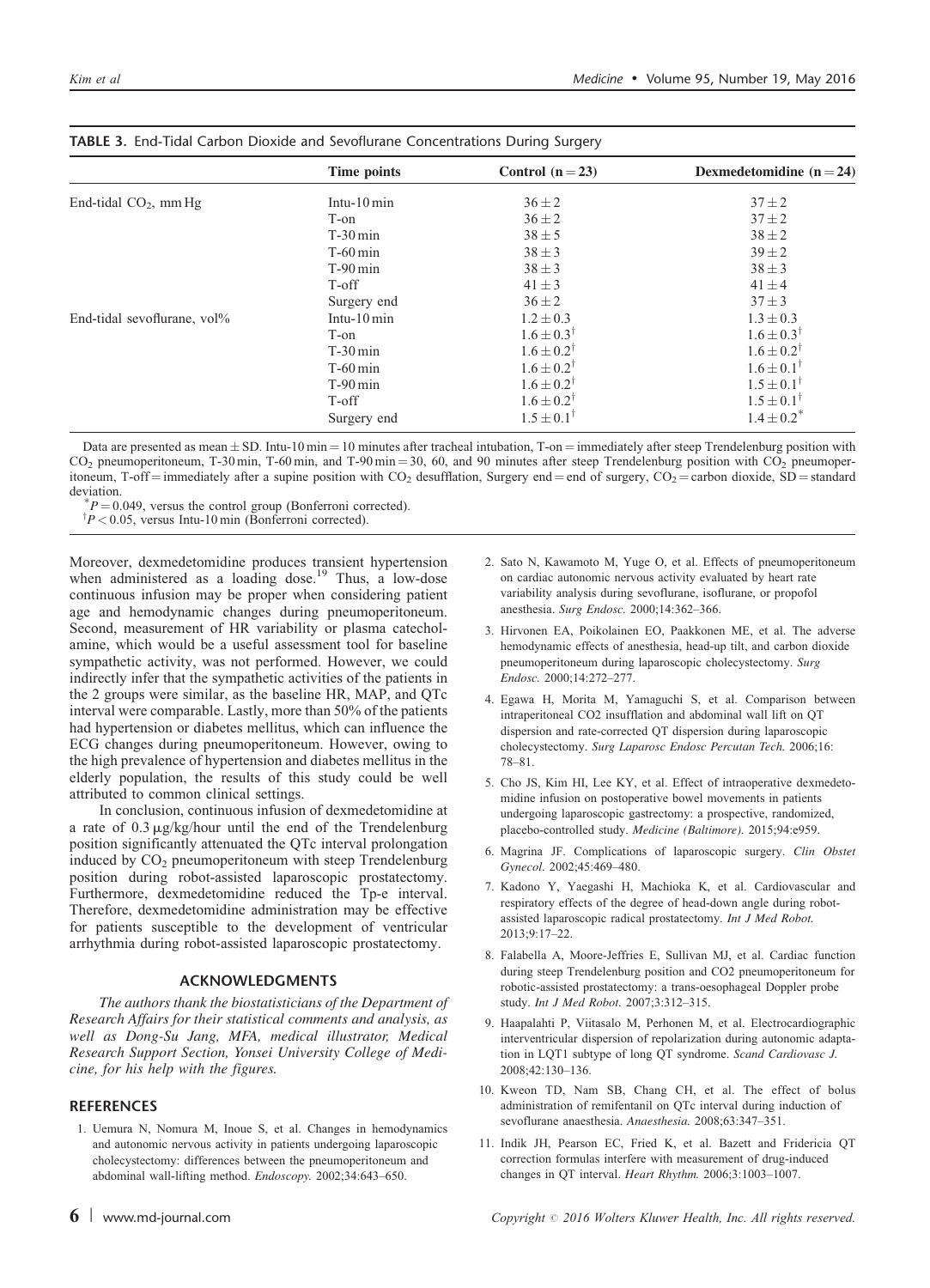**TABLE 3.** End-Tidal Carbon Dioxide and Sevoflurane Concentrations During Surgery

| | Time points | Control (n = 23) | Dexmedetomidine (n = 24) |
|---|---|---|---|
| End-tidal $CO_2$, mm Hg | Intu-10 min | 36 ± 2 | 37 ± 2 |
| | T-on | 36 ± 2 | 37 ± 2 |
| | T-30 min | 38 ± 5 | 38 ± 2 |
| | T-60 min | 38 ± 3 | 39 ± 2 |
| | T-90 min | 38 ± 3 | 38 ± 3 |
| | T-off | 41 ± 3 | 41 ± 4 |
| | Surgery end | 36 ± 2 | 37 ± 3 |
| End-tidal sevoflurane, vol% | Intu-10 min | 1.2 ± 0.3 | 1.3 ± 0.3 |
| | T-on | 1.6 ± 0.3[†] | 1.6 ± 0.3[†] |
| | T-30 min | 1.6 ± 0.2[†] | 1.6 ± 0.2[†] |
| | T-60 min | 1.6 ± 0.2[†] | 1.6 ± 0.1[†] |
| | T-90 min | 1.6 ± 0.2[†] | 1.5 ± 0.1[†] |
| | T-off | 1.6 ± 0.2[†] | 1.5 ± 0.1[†] |
| | Surgery end | 1.5 ± 0.1[†] | 1.4 ± 0.2[*] |

Data are presented as mean ± SD. Intu-10 min = 10 minutes after tracheal intubation, T-on = immediately after steep Trendelenburg position with $CO_2$ pneumoperitoneum, T-30 min, T-60 min, and T-90 min = 30, 60, and 90 minutes after steep Trendelenburg position with $CO_2$ pneumoperitoneum, T-off = immediately after a supine position with $CO_2$ desufflation, Surgery end = end of surgery, $CO_2$ = carbon dioxide, SD = standard deviation.
[*] $P = 0.049$, versus the control group (Bonferroni corrected).
[†] $P < 0.05$, versus Intu-10 min (Bonferroni corrected).

Moreover, dexmedetomidine produces transient hypertension when administered as a loading dose.[19] Thus, a low-dose continuous infusion may be proper when considering patient age and hemodynamic changes during pneumoperitoneum. Second, measurement of HR variability or plasma catecholamine, which would be a useful assessment tool for baseline sympathetic activity, was not performed. However, we could indirectly infer that the sympathetic activities of the patients in the 2 groups were similar, as the baseline HR, MAP, and QTc interval were comparable. Lastly, more than 50% of the patients had hypertension or diabetes mellitus, which can influence the ECG changes during pneumoperitoneum. However, owing to the high prevalence of hypertension and diabetes mellitus in the elderly population, the results of this study could be well attributed to common clinical settings.

In conclusion, continuous infusion of dexmedetomidine at a rate of 0.3 μg/kg/hour until the end of the Trendelenburg position significantly attenuated the QTc interval prolongation induced by $CO_2$ pneumoperitoneum with steep Trendelenburg position during robot-assisted laparoscopic prostatectomy. Furthermore, dexmedetomidine reduced the Tp-e interval. Therefore, dexmedetomidine administration may be effective for patients susceptible to the development of ventricular arrhythmia during robot-assisted laparoscopic prostatectomy.

## ACKNOWLEDGMENTS

*The authors thank the biostatisticians of the Department of Research Affairs for their statistical comments and analysis, as well as Dong-Su Jang, MFA, medical illustrator, Medical Research Support Section, Yonsei University College of Medicine, for his help with the figures.*

## REFERENCES

1. Uemura N, Nomura M, Inoue S, et al. Changes in hemodynamics and autonomic nervous activity in patients undergoing laparoscopic cholecystectomy: differences between the pneumoperitoneum and abdominal wall-lifting method. *Endoscopy.* 2002;34:643–650.
2. Sato N, Kawamoto M, Yuge O, et al. Effects of pneumoperitoneum on cardiac autonomic nervous activity evaluated by heart rate variability analysis during sevoflurane, isoflurane, or propofol anesthesia. *Surg Endosc.* 2000;14:362–366.
3. Hirvonen EA, Poikolainen EO, Paakkonen ME, et al. The adverse hemodynamic effects of anesthesia, head-up tilt, and carbon dioxide pneumoperitoneum during laparoscopic cholecystectomy. *Surg Endosc.* 2000;14:272–277.
4. Egawa H, Morita M, Yamaguchi S, et al. Comparison between intraperitoneal CO2 insufflation and abdominal wall lift on QT dispersion and rate-corrected QT dispersion during laparoscopic cholecystectomy. *Surg Laparosc Endosc Percutan Tech.* 2006;16: 78–81.
5. Cho JS, Kim HI, Lee KY, et al. Effect of intraoperative dexmedetomidine infusion on postoperative bowel movements in patients undergoing laparoscopic gastrectomy: a prospective, randomized, placebo-controlled study. *Medicine (Baltimore).* 2015;94:e959.
6. Magrina JF. Complications of laparoscopic surgery. *Clin Obstet Gynecol.* 2002;45:469–480.
7. Kadono Y, Yaegashi H, Machioka K, et al. Cardiovascular and respiratory effects of the degree of head-down angle during robot-assisted laparoscopic radical prostatectomy. *Int J Med Robot.* 2013;9:17–22.
8. Falabella A, Moore-Jeffries E, Sullivan MJ, et al. Cardiac function during steep Trendelenburg position and CO2 pneumoperitoneum for robotic-assisted prostatectomy: a trans-oesophageal Doppler probe study. *Int J Med Robot.* 2007;3:312–315.
9. Haapalahti P, Viitasalo M, Perhonen M, et al. Electrocardiographic interventricular dispersion of repolarization during autonomic adaptation in LQT1 subtype of long QT syndrome. *Scand Cardiovasc J.* 2008;42:130–136.
10. Kweon TD, Nam SB, Chang CH, et al. The effect of bolus administration of remifentanil on QTc interval during induction of sevoflurane anaesthesia. *Anaesthesia.* 2008;63:347–351.
11. Indik JH, Pearson EC, Fried K, et al. Bazett and Fridericia QT correction formulas interfere with measurement of drug-induced changes in QT interval. *Heart Rhythm.* 2006;3:1003–1007.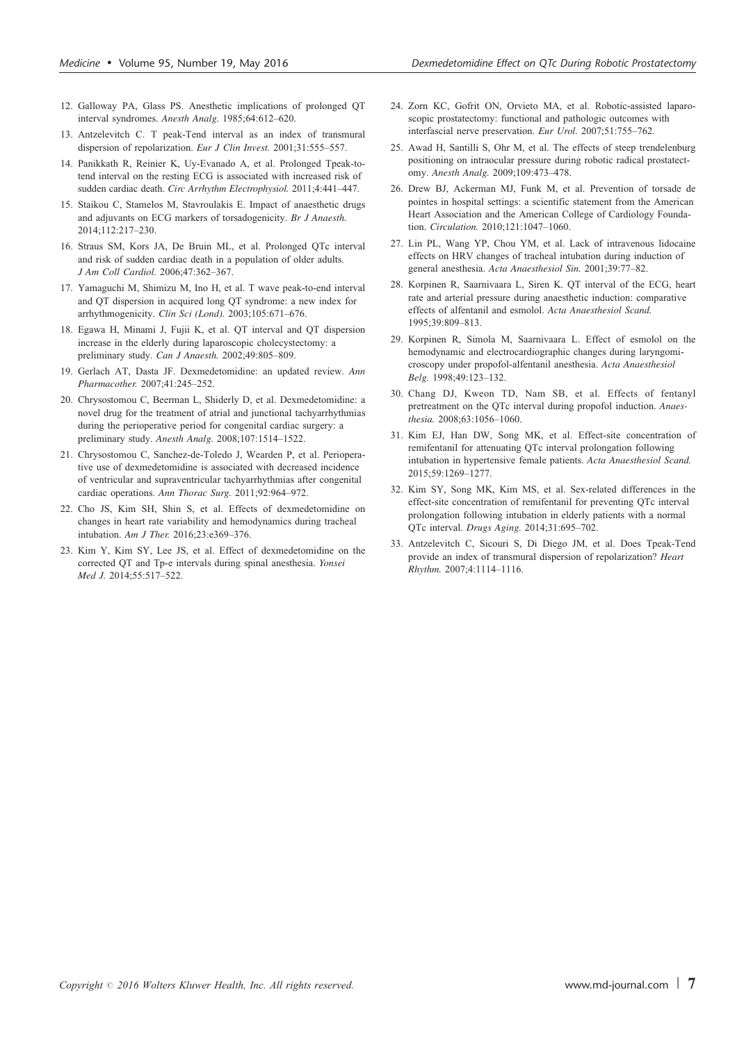12. Galloway PA, Glass PS. Anesthetic implications of prolonged QT interval syndromes. *Anesth Analg.* 1985;64:612–620.
13. Antzelevitch C. T peak-Tend interval as an index of transmural dispersion of repolarization. *Eur J Clin Invest.* 2001;31:555–557.
14. Panikkath R, Reinier K, Uy-Evanado A, et al. Prolonged Tpeak-to-tend interval on the resting ECG is associated with increased risk of sudden cardiac death. *Circ Arrhythm Electrophysiol.* 2011;4:441–447.
15. Staikou C, Stamelos M, Stavroulakis E. Impact of anaesthetic drugs and adjuvants on ECG markers of torsadogenicity. *Br J Anaesth.* 2014;112:217–230.
16. Straus SM, Kors JA, De Bruin ML, et al. Prolonged QTc interval and risk of sudden cardiac death in a population of older adults. *J Am Coll Cardiol.* 2006;47:362–367.
17. Yamaguchi M, Shimizu M, Ino H, et al. T wave peak-to-end interval and QT dispersion in acquired long QT syndrome: a new index for arrhythmogenicity. *Clin Sci (Lond).* 2003;105:671–676.
18. Egawa H, Minami J, Fujii K, et al. QT interval and QT dispersion increase in the elderly during laparoscopic cholecystectomy: a preliminary study. *Can J Anaesth.* 2002;49:805–809.
19. Gerlach AT, Dasta JF. Dexmedetomidine: an updated review. *Ann Pharmacother.* 2007;41:245–252.
20. Chrysostomou C, Beerman L, Shiderly D, et al. Dexmedetomidine: a novel drug for the treatment of atrial and junctional tachyarrhythmias during the perioperative period for congenital cardiac surgery: a preliminary study. *Anesth Analg.* 2008;107:1514–1522.
21. Chrysostomou C, Sanchez-de-Toledo J, Wearden P, et al. Perioperative use of dexmedetomidine is associated with decreased incidence of ventricular and supraventricular tachyarrhythmias after congenital cardiac operations. *Ann Thorac Surg.* 2011;92:964–972.
22. Cho JS, Kim SH, Shin S, et al. Effects of dexmedetomidine on changes in heart rate variability and hemodynamics during tracheal intubation. *Am J Ther.* 2016;23:e369–376.
23. Kim Y, Kim SY, Lee JS, et al. Effect of dexmedetomidine on the corrected QT and Tp-e intervals during spinal anesthesia. *Yonsei Med J.* 2014;55:517–522.
24. Zorn KC, Gofrit ON, Orvieto MA, et al. Robotic-assisted laparoscopic prostatectomy: functional and pathologic outcomes with interfascial nerve preservation. *Eur Urol.* 2007;51:755–762.
25. Awad H, Santilli S, Ohr M, et al. The effects of steep trendelenburg positioning on intraocular pressure during robotic radical prostatectomy. *Anesth Analg.* 2009;109:473–478.
26. Drew BJ, Ackerman MJ, Funk M, et al. Prevention of torsade de pointes in hospital settings: a scientific statement from the American Heart Association and the American College of Cardiology Foundation. *Circulation.* 2010;121:1047–1060.
27. Lin PL, Wang YP, Chou YM, et al. Lack of intravenous lidocaine effects on HRV changes of tracheal intubation during induction of general anesthesia. *Acta Anaesthesiol Sin.* 2001;39:77–82.
28. Korpinen R, Saarnivaara L, Siren K. QT interval of the ECG, heart rate and arterial pressure during anaesthetic induction: comparative effects of alfentanil and esmolol. *Acta Anaesthesiol Scand.* 1995;39:809–813.
29. Korpinen R, Simola M, Saarnivaara L. Effect of esmolol on the hemodynamic and electrocardiographic changes during laryngomicroscopy under propofol-alfentanil anesthesia. *Acta Anaesthesiol Belg.* 1998;49:123–132.
30. Chang DJ, Kweon TD, Nam SB, et al. Effects of fentanyl pretreatment on the QTc interval during propofol induction. *Anaesthesia.* 2008;63:1056–1060.
31. Kim EJ, Han DW, Song MK, et al. Effect-site concentration of remifentanil for attenuating QTc interval prolongation following intubation in hypertensive female patients. *Acta Anaesthesiol Scand.* 2015;59:1269–1277.
32. Kim SY, Song MK, Kim MS, et al. Sex-related differences in the effect-site concentration of remifentanil for preventing QTc interval prolongation following intubation in elderly patients with a normal QTc interval. *Drugs Aging.* 2014;31:695–702.
33. Antzelevitch C, Sicouri S, Di Diego JM, et al. Does Tpeak-Tend provide an index of transmural dispersion of repolarization? *Heart Rhythm.* 2007;4:1114–1116.